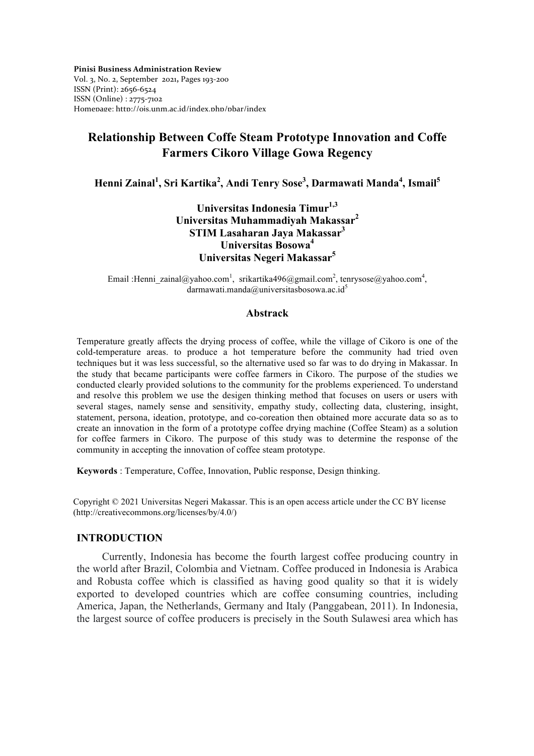Pinisi Business Administration Review
Vol. 3, No. 2, September 2021, Pages 193-200
ISSN (Print): 2656-6524
ISSN (Online) : 2775-7102
Homepage: http://ojs.unm.ac.id/index.php/pbar/index

# Relationship Between Coffe Steam Prototype Innovation and Coffe Farmers Cikoro Village Gowa Regency

**Henni Zainal[1], Sri Kartika[2], Andi Tenry Sose[3], Darmawati Manda[4], Ismail[5]**

**Universitas Indonesia Timur[1,3]**
**Universitas Muhammadiyah Makassar[2]**
**STIM Lasaharan Jaya Makassar[3]**
**Universitas Bosowa[4]**
**Universitas Negeri Makassar[5]**

Email :Henni_zainal@yahoo.com[1], srikartika496@gmail.com[2], tenrysose@yahoo.com[4], darmawati.manda@universitasbosowa.ac.id[5]

## Abstrack

Temperature greatly affects the drying process of coffee, while the village of Cikoro is one of the cold-temperature areas. to produce a hot temperature before the community had tried oven techniques but it was less successful, so the alternative used so far was to do drying in Makassar. In the study that became participants were coffee farmers in Cikoro. The purpose of the studies we conducted clearly provided solutions to the community for the problems experienced. To understand and resolve this problem we use the desigen thinking method that focuses on users or users with several stages, namely sense and sensitivity, empathy study, collecting data, clustering, insight, statement, persona, ideation, prototype, and co-coreation then obtained more accurate data so as to create an innovation in the form of a prototype coffee drying machine (Coffee Steam) as a solution for coffee farmers in Cikoro. The purpose of this study was to determine the response of the community in accepting the innovation of coffee steam prototype.

**Keywords** : Temperature, Coffee, Innovation, Public response, Design thinking.

Copyright © 2021 Universitas Negeri Makassar. This is an open access article under the CC BY license (http://creativecommons.org/licenses/by/4.0/)

## INTRODUCTION

Currently, Indonesia has become the fourth largest coffee producing country in the world after Brazil, Colombia and Vietnam. Coffee produced in Indonesia is Arabica and Robusta coffee which is classified as having good quality so that it is widely exported to developed countries which are coffee consuming countries, including America, Japan, the Netherlands, Germany and Italy (Panggabean, 2011). In Indonesia, the largest source of coffee producers is precisely in the South Sulawesi area which has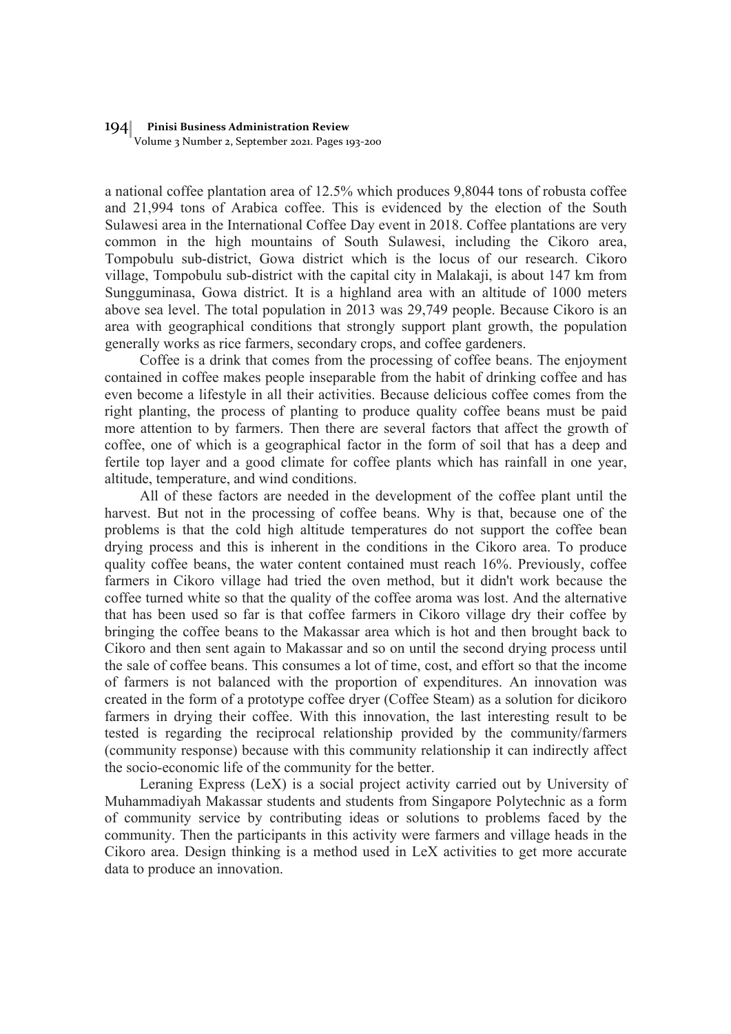a national coffee plantation area of 12.5% which produces 9,8044 tons of robusta coffee and 21,994 tons of Arabica coffee. This is evidenced by the election of the South Sulawesi area in the International Coffee Day event in 2018. Coffee plantations are very common in the high mountains of South Sulawesi, including the Cikoro area, Tompobulu sub-district, Gowa district which is the locus of our research. Cikoro village, Tompobulu sub-district with the capital city in Malakaji, is about 147 km from Sungguminasa, Gowa district. It is a highland area with an altitude of 1000 meters above sea level. The total population in 2013 was 29,749 people. Because Cikoro is an area with geographical conditions that strongly support plant growth, the population generally works as rice farmers, secondary crops, and coffee gardeners.

Coffee is a drink that comes from the processing of coffee beans. The enjoyment contained in coffee makes people inseparable from the habit of drinking coffee and has even become a lifestyle in all their activities. Because delicious coffee comes from the right planting, the process of planting to produce quality coffee beans must be paid more attention to by farmers. Then there are several factors that affect the growth of coffee, one of which is a geographical factor in the form of soil that has a deep and fertile top layer and a good climate for coffee plants which has rainfall in one year, altitude, temperature, and wind conditions.

All of these factors are needed in the development of the coffee plant until the harvest. But not in the processing of coffee beans. Why is that, because one of the problems is that the cold high altitude temperatures do not support the coffee bean drying process and this is inherent in the conditions in the Cikoro area. To produce quality coffee beans, the water content contained must reach 16%. Previously, coffee farmers in Cikoro village had tried the oven method, but it didn't work because the coffee turned white so that the quality of the coffee aroma was lost. And the alternative that has been used so far is that coffee farmers in Cikoro village dry their coffee by bringing the coffee beans to the Makassar area which is hot and then brought back to Cikoro and then sent again to Makassar and so on until the second drying process until the sale of coffee beans. This consumes a lot of time, cost, and effort so that the income of farmers is not balanced with the proportion of expenditures. An innovation was created in the form of a prototype coffee dryer (Coffee Steam) as a solution for dicikoro farmers in drying their coffee. With this innovation, the last interesting result to be tested is regarding the reciprocal relationship provided by the community/farmers (community response) because with this community relationship it can indirectly affect the socio-economic life of the community for the better.

Leraning Express (LeX) is a social project activity carried out by University of Muhammadiyah Makassar students and students from Singapore Polytechnic as a form of community service by contributing ideas or solutions to problems faced by the community. Then the participants in this activity were farmers and village heads in the Cikoro area. Design thinking is a method used in LeX activities to get more accurate data to produce an innovation.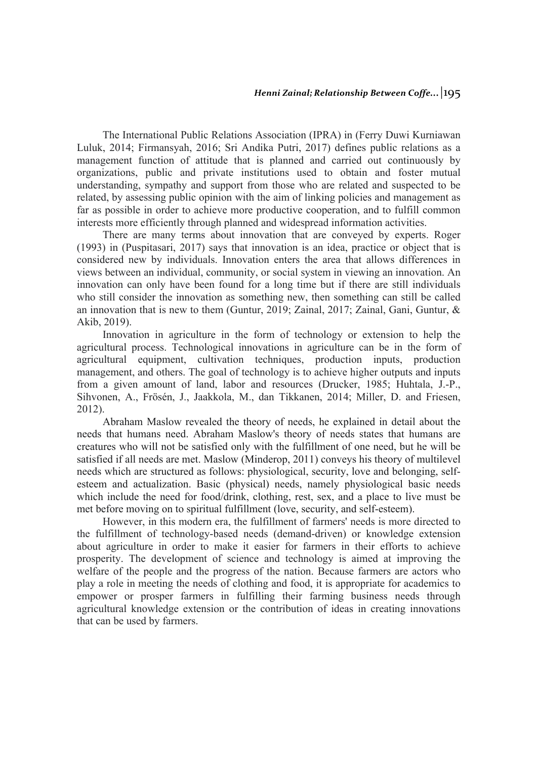The International Public Relations Association (IPRA) in (Ferry Duwi Kurniawan Luluk, 2014; Firmansyah, 2016; Sri Andika Putri, 2017) defines public relations as a management function of attitude that is planned and carried out continuously by organizations, public and private institutions used to obtain and foster mutual understanding, sympathy and support from those who are related and suspected to be related, by assessing public opinion with the aim of linking policies and management as far as possible in order to achieve more productive cooperation, and to fulfill common interests more efficiently through planned and widespread information activities.

There are many terms about innovation that are conveyed by experts. Roger (1993) in (Puspitasari, 2017) says that innovation is an idea, practice or object that is considered new by individuals. Innovation enters the area that allows differences in views between an individual, community, or social system in viewing an innovation. An innovation can only have been found for a long time but if there are still individuals who still consider the innovation as something new, then something can still be called an innovation that is new to them (Guntur, 2019; Zainal, 2017; Zainal, Gani, Guntur, & Akib, 2019).

Innovation in agriculture in the form of technology or extension to help the agricultural process. Technological innovations in agriculture can be in the form of agricultural equipment, cultivation techniques, production inputs, production management, and others. The goal of technology is to achieve higher outputs and inputs from a given amount of land, labor and resources (Drucker, 1985; Huhtala, J.-P., Sihvonen, A., Frösén, J., Jaakkola, M., dan Tikkanen, 2014; Miller, D. and Friesen, 2012).

Abraham Maslow revealed the theory of needs, he explained in detail about the needs that humans need. Abraham Maslow's theory of needs states that humans are creatures who will not be satisfied only with the fulfillment of one need, but he will be satisfied if all needs are met. Maslow (Minderop, 2011) conveys his theory of multilevel needs which are structured as follows: physiological, security, love and belonging, self-esteem and actualization. Basic (physical) needs, namely physiological basic needs which include the need for food/drink, clothing, rest, sex, and a place to live must be met before moving on to spiritual fulfillment (love, security, and self-esteem).

However, in this modern era, the fulfillment of farmers' needs is more directed to the fulfillment of technology-based needs (demand-driven) or knowledge extension about agriculture in order to make it easier for farmers in their efforts to achieve prosperity. The development of science and technology is aimed at improving the welfare of the people and the progress of the nation. Because farmers are actors who play a role in meeting the needs of clothing and food, it is appropriate for academics to empower or prosper farmers in fulfilling their farming business needs through agricultural knowledge extension or the contribution of ideas in creating innovations that can be used by farmers.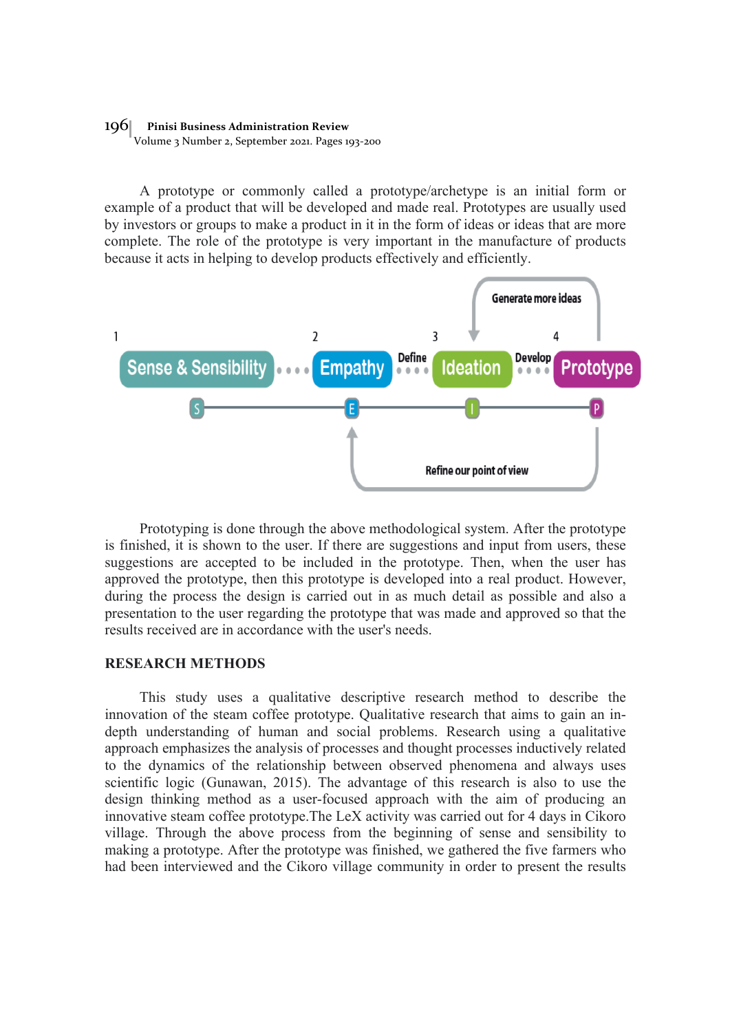A prototype or commonly called a prototype/archetype is an initial form or example of a product that will be developed and made real. Prototypes are usually used by investors or groups to make a product in it in the form of ideas or ideas that are more complete. The role of the prototype is very important in the manufacture of products because it acts in helping to develop products effectively and efficiently.

Prototyping is done through the above methodological system. After the prototype is finished, it is shown to the user. If there are suggestions and input from users, these suggestions are accepted to be included in the prototype. Then, when the user has approved the prototype, then this prototype is developed into a real product. However, during the process the design is carried out in as much detail as possible and also a presentation to the user regarding the prototype that was made and approved so that the results received are in accordance with the user's needs.

## RESEARCH METHODS

This study uses a qualitative descriptive research method to describe the innovation of the steam coffee prototype. Qualitative research that aims to gain an in-depth understanding of human and social problems. Research using a qualitative approach emphasizes the analysis of processes and thought processes inductively related to the dynamics of the relationship between observed phenomena and always uses scientific logic (Gunawan, 2015). The advantage of this research is also to use the design thinking method as a user-focused approach with the aim of producing an innovative steam coffee prototype.The LeX activity was carried out for 4 days in Cikoro village. Through the above process from the beginning of sense and sensibility to making a prototype. After the prototype was finished, we gathered the five farmers who had been interviewed and the Cikoro village community in order to present the results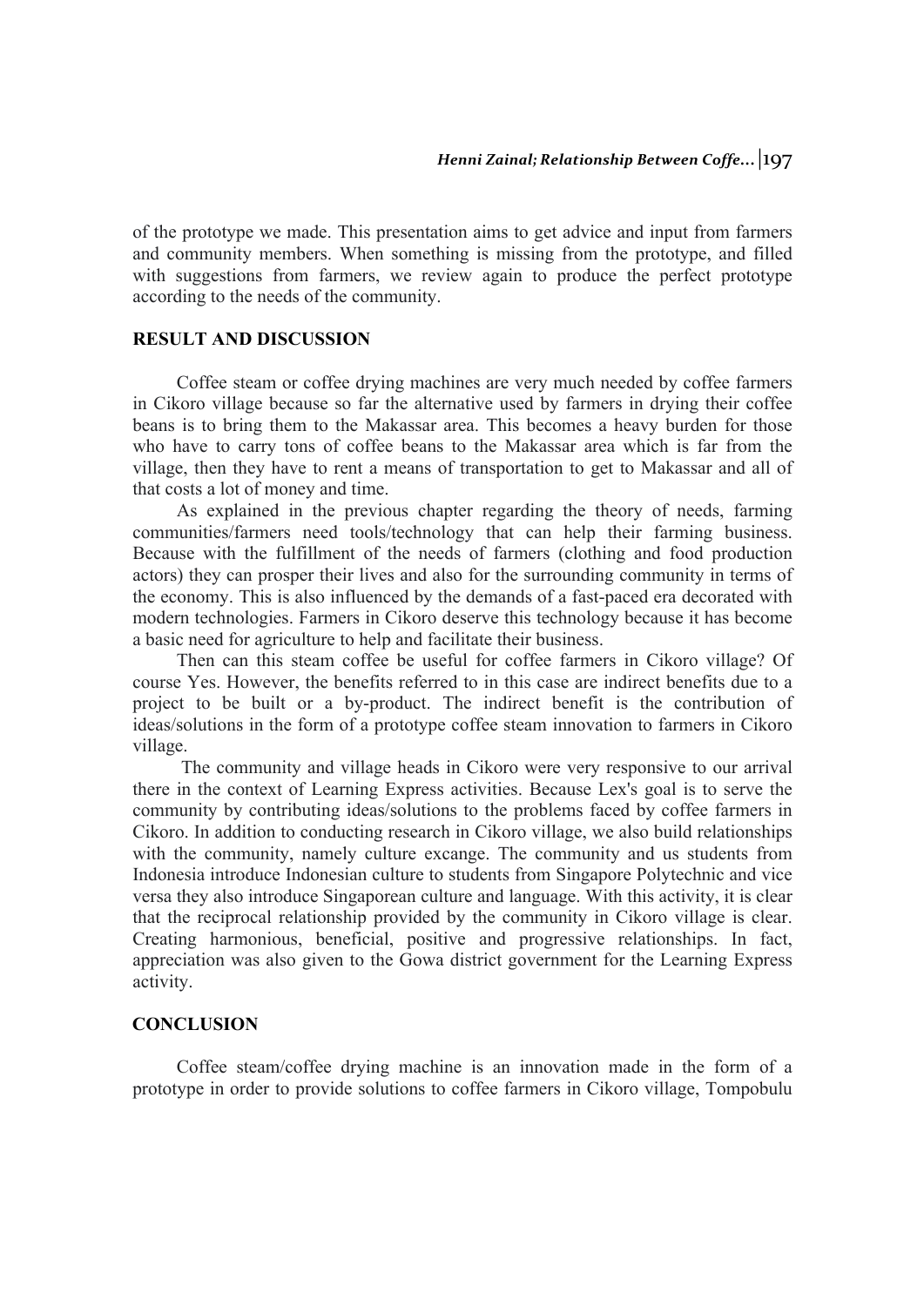of the prototype we made. This presentation aims to get advice and input from farmers and community members. When something is missing from the prototype, and filled with suggestions from farmers, we review again to produce the perfect prototype according to the needs of the community.

## RESULT AND DISCUSSION

Coffee steam or coffee drying machines are very much needed by coffee farmers in Cikoro village because so far the alternative used by farmers in drying their coffee beans is to bring them to the Makassar area. This becomes a heavy burden for those who have to carry tons of coffee beans to the Makassar area which is far from the village, then they have to rent a means of transportation to get to Makassar and all of that costs a lot of money and time.

As explained in the previous chapter regarding the theory of needs, farming communities/farmers need tools/technology that can help their farming business. Because with the fulfillment of the needs of farmers (clothing and food production actors) they can prosper their lives and also for the surrounding community in terms of the economy. This is also influenced by the demands of a fast-paced era decorated with modern technologies. Farmers in Cikoro deserve this technology because it has become a basic need for agriculture to help and facilitate their business.

Then can this steam coffee be useful for coffee farmers in Cikoro village? Of course Yes. However, the benefits referred to in this case are indirect benefits due to a project to be built or a by-product. The indirect benefit is the contribution of ideas/solutions in the form of a prototype coffee steam innovation to farmers in Cikoro village.

The community and village heads in Cikoro were very responsive to our arrival there in the context of Learning Express activities. Because Lex's goal is to serve the community by contributing ideas/solutions to the problems faced by coffee farmers in Cikoro. In addition to conducting research in Cikoro village, we also build relationships with the community, namely culture excange. The community and us students from Indonesia introduce Indonesian culture to students from Singapore Polytechnic and vice versa they also introduce Singaporean culture and language. With this activity, it is clear that the reciprocal relationship provided by the community in Cikoro village is clear. Creating harmonious, beneficial, positive and progressive relationships. In fact, appreciation was also given to the Gowa district government for the Learning Express activity.

## CONCLUSION

Coffee steam/coffee drying machine is an innovation made in the form of a prototype in order to provide solutions to coffee farmers in Cikoro village, Tompobulu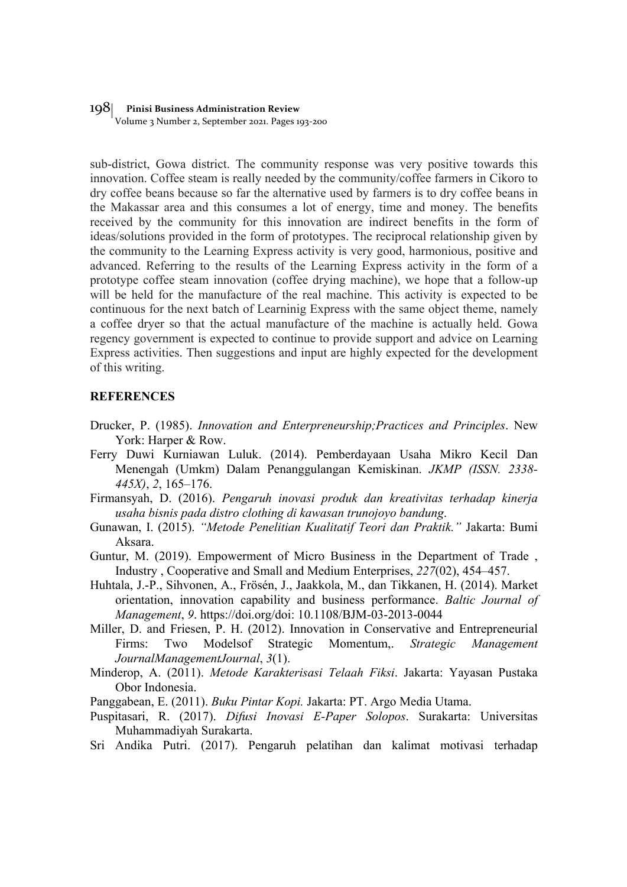sub-district, Gowa district. The community response was very positive towards this innovation. Coffee steam is really needed by the community/coffee farmers in Cikoro to dry coffee beans because so far the alternative used by farmers is to dry coffee beans in the Makassar area and this consumes a lot of energy, time and money. The benefits received by the community for this innovation are indirect benefits in the form of ideas/solutions provided in the form of prototypes. The reciprocal relationship given by the community to the Learning Express activity is very good, harmonious, positive and advanced. Referring to the results of the Learning Express activity in the form of a prototype coffee steam innovation (coffee drying machine), we hope that a follow-up will be held for the manufacture of the real machine. This activity is expected to be continuous for the next batch of Learninig Express with the same object theme, namely a coffee dryer so that the actual manufacture of the machine is actually held. Gowa regency government is expected to continue to provide support and advice on Learning Express activities. Then suggestions and input are highly expected for the development of this writing.

## REFERENCES

Drucker, P. (1985). *Innovation and Enterpreneurship;Practices and Principles*. New York: Harper & Row.

Ferry Duwi Kurniawan Luluk. (2014). Pemberdayaan Usaha Mikro Kecil Dan Menengah (Umkm) Dalam Penanggulangan Kemiskinan. *JKMP (ISSN. 2338-445X)*, *2*, 165–176.

Firmansyah, D. (2016). *Pengaruh inovasi produk dan kreativitas terhadap kinerja usaha bisnis pada distro clothing di kawasan trunojoyo bandung*.

Gunawan, I. (2015). *"Metode Penelitian Kualitatif Teori dan Praktik."* Jakarta: Bumi Aksara.

Guntur, M. (2019). Empowerment of Micro Business in the Department of Trade , Industry , Cooperative and Small and Medium Enterprises, *227*(02), 454–457.

Huhtala, J.-P., Sihvonen, A., Frösén, J., Jaakkola, M., dan Tikkanen, H. (2014). Market orientation, innovation capability and business performance. *Baltic Journal of Management*, *9*. https://doi.org/doi: 10.1108/BJM-03-2013-0044

Miller, D. and Friesen, P. H. (2012). Innovation in Conservative and Entrepreneurial Firms: Two Modelsof Strategic Momentum,. *Strategic Management JournalManagementJournal*, *3*(1).

Minderop, A. (2011). *Metode Karakterisasi Telaah Fiksi*. Jakarta: Yayasan Pustaka Obor Indonesia.

Panggabean, E. (2011). *Buku Pintar Kopi.* Jakarta: PT. Argo Media Utama.

Puspitasari, R. (2017). *Difusi Inovasi E-Paper Solopos*. Surakarta: Universitas Muhammadiyah Surakarta.

Sri Andika Putri. (2017). Pengaruh pelatihan dan kalimat motivasi terhadap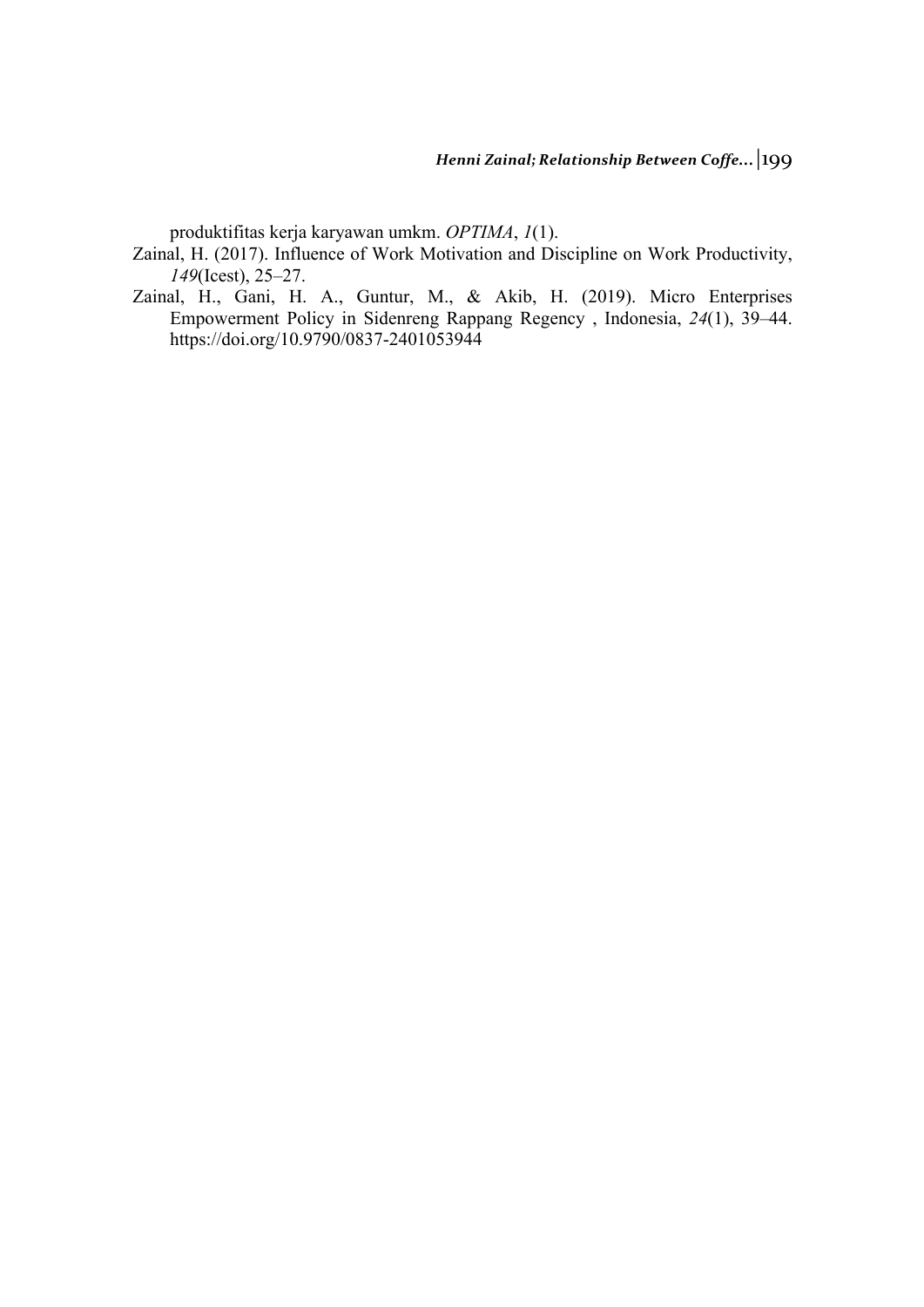produktifitas kerja karyawan umkm. *OPTIMA*, *1*(1).

Zainal, H. (2017). Influence of Work Motivation and Discipline on Work Productivity, *149*(Icest), 25–27.

Zainal, H., Gani, H. A., Guntur, M., & Akib, H. (2019). Micro Enterprises Empowerment Policy in Sidenreng Rappang Regency , Indonesia, *24*(1), 39–44. https://doi.org/10.9790/0837-2401053944